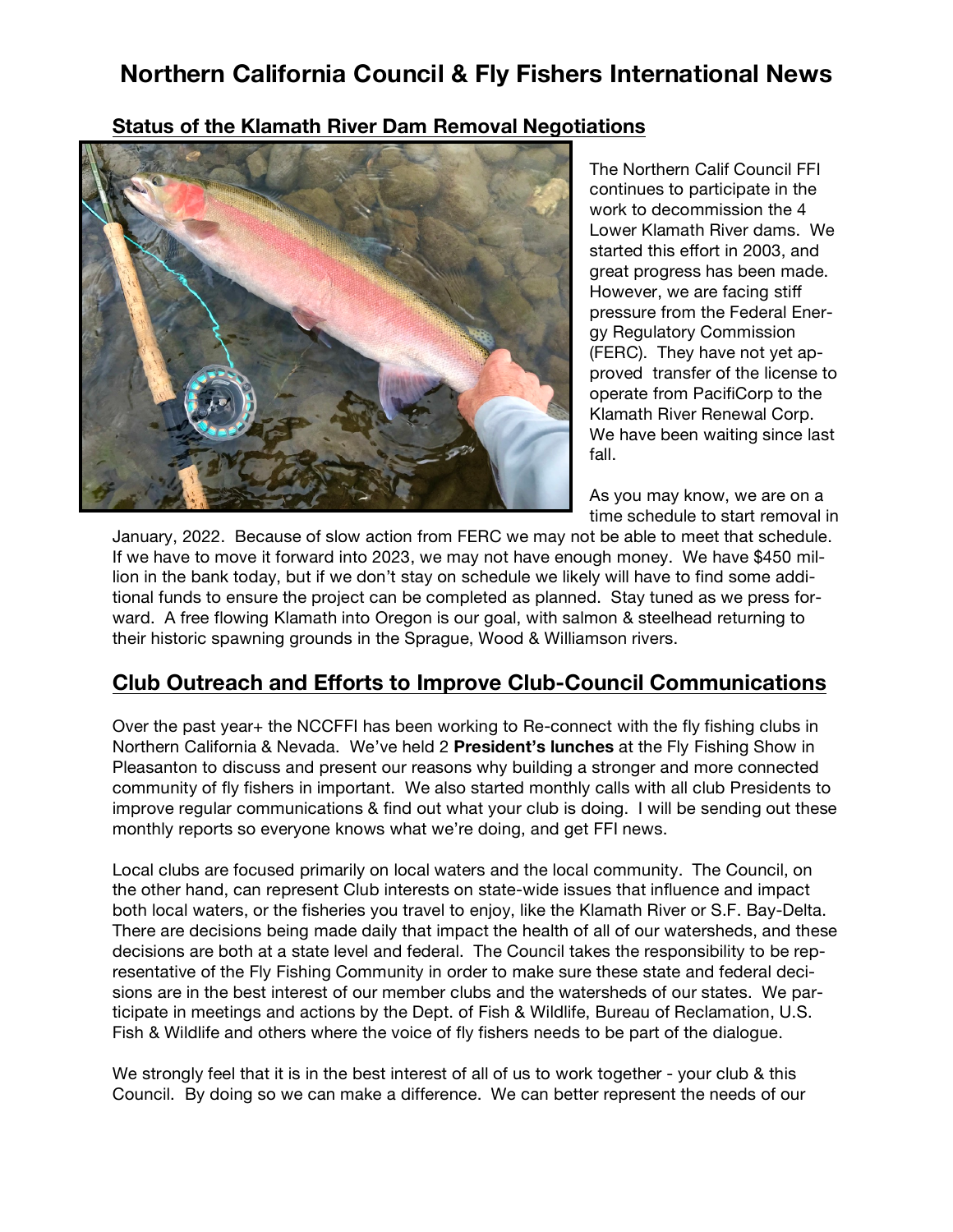# Northern California Council & Fly Fishers International News

## Status of the Klamath River Dam Removal Negotiations

The Northern Calif Council FFI continues to participate in the work to decommission the 4 Lower Klamath River dams. We started this effort in 2003, and great progress has been made. However, we are facing stiff pressure from the Federal Energy Regulatory Commission (FERC). They have not yet approved transfer of the license to operate from PacifiCorp to the Klamath River Renewal Corp. We have been waiting since last fall.

As you may know, we are on a time schedule to start removal in January, 2022. Because of slow action from FERC we may not be able to meet that schedule. If we have to move it forward into 2023, we may not have enough money. We have $450 million in the bank today, but if we don't stay on schedule we likely will have to find some additional funds to ensure the project can be completed as planned. Stay tuned as we press forward. A free flowing Klamath into Oregon is our goal, with salmon & steelhead returning to their historic spawning grounds in the Sprague, Wood & Williamson rivers.

## Club Outreach and Efforts to Improve Club-Council Communications

Over the past year+ the NCCFFI has been working to Re-connect with the fly fishing clubs in Northern California & Nevada. We've held 2 **President's lunches** at the Fly Fishing Show in Pleasanton to discuss and present our reasons why building a stronger and more connected community of fly fishers in important. We also started monthly calls with all club Presidents to improve regular communications & find out what your club is doing. I will be sending out these monthly reports so everyone knows what we're doing, and get FFI news.

Local clubs are focused primarily on local waters and the local community. The Council, on the other hand, can represent Club interests on state-wide issues that influence and impact both local waters, or the fisheries you travel to enjoy, like the Klamath River or S.F. Bay-Delta. There are decisions being made daily that impact the health of all of our watersheds, and these decisions are both at a state level and federal. The Council takes the responsibility to be representative of the Fly Fishing Community in order to make sure these state and federal decisions are in the best interest of our member clubs and the watersheds of our states. We participate in meetings and actions by the Dept. of Fish & Wildlife, Bureau of Reclamation, U.S. Fish & Wildlife and others where the voice of fly fishers needs to be part of the dialogue.

We strongly feel that it is in the best interest of all of us to work together - your club & this Council. By doing so we can make a difference. We can better represent the needs of our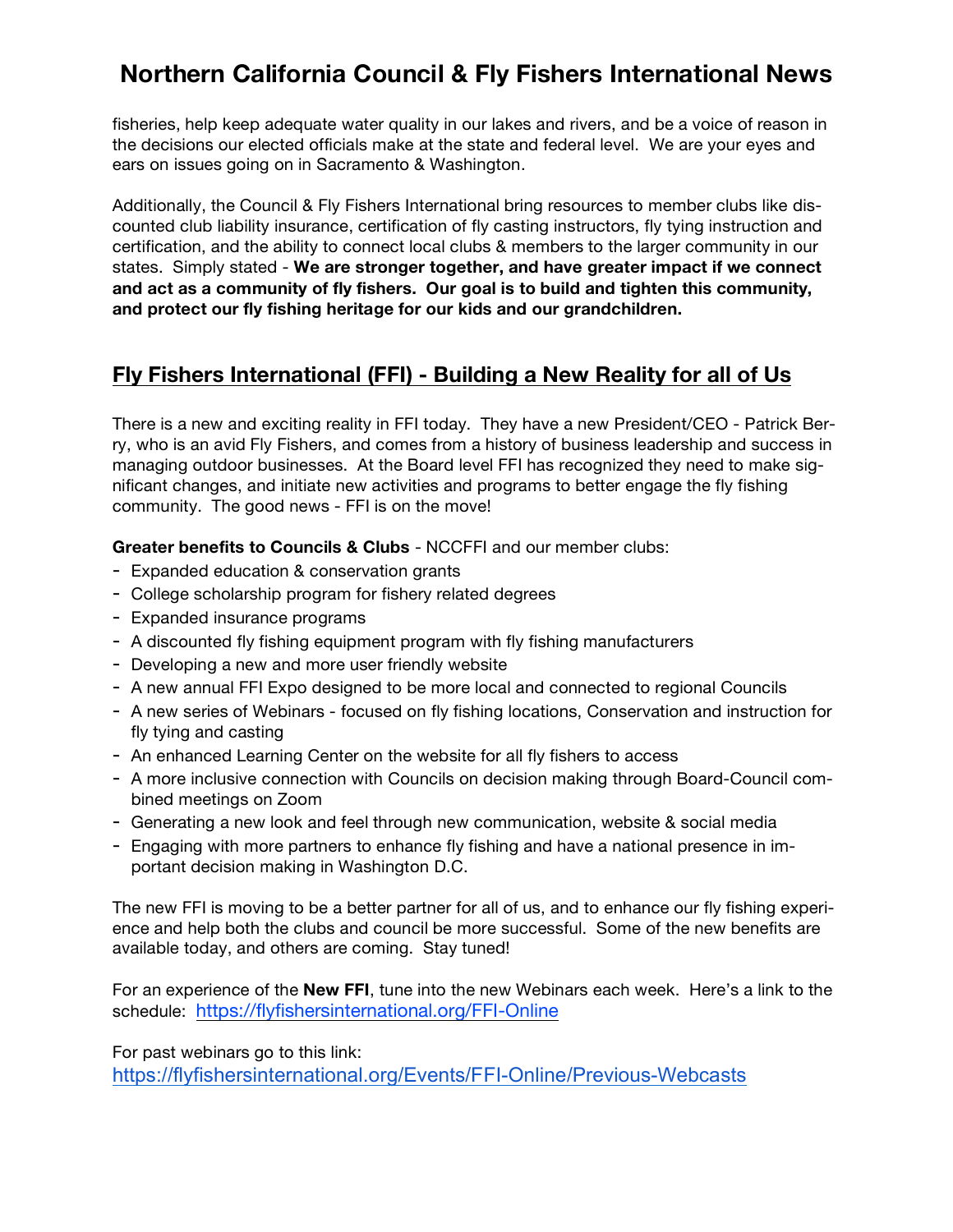fisheries, help keep adequate water quality in our lakes and rivers, and be a voice of reason in the decisions our elected officials make at the state and federal level. We are your eyes and ears on issues going on in Sacramento & Washington.

Additionally, the Council & Fly Fishers International bring resources to member clubs like discounted club liability insurance, certification of fly casting instructors, fly tying instruction and certification, and the ability to connect local clubs & members to the larger community in our states. Simply stated - **We are stronger together, and have greater impact if we connect and act as a community of fly fishers. Our goal is to build and tighten this community, and protect our fly fishing heritage for our kids and our grandchildren.**

## Fly Fishers International (FFI) - Building a New Reality for all of Us

There is a new and exciting reality in FFI today. They have a new President/CEO - Patrick Berry, who is an avid Fly Fishers, and comes from a history of business leadership and success in managing outdoor businesses. At the Board level FFI has recognized they need to make significant changes, and initiate new activities and programs to better engage the fly fishing community. The good news - FFI is on the move!

**Greater benefits to Councils & Clubs** - NCCFFI and our member clubs:

- Expanded education & conservation grants
- College scholarship program for fishery related degrees
- Expanded insurance programs
- A discounted fly fishing equipment program with fly fishing manufacturers
- Developing a new and more user friendly website
- A new annual FFI Expo designed to be more local and connected to regional Councils
- A new series of Webinars - focused on fly fishing locations, Conservation and instruction for fly tying and casting
- An enhanced Learning Center on the website for all fly fishers to access
- A more inclusive connection with Councils on decision making through Board-Council combined meetings on Zoom
- Generating a new look and feel through new communication, website & social media
- Engaging with more partners to enhance fly fishing and have a national presence in important decision making in Washington D.C.

The new FFI is moving to be a better partner for all of us, and to enhance our fly fishing experience and help both the clubs and council be more successful. Some of the new benefits are available today, and others are coming. Stay tuned!

For an experience of the **New FFI**, tune into the new Webinars each week. Here's a link to the schedule: https://flyfishersinternational.org/FFI-Online

For past webinars go to this link:
https://flyfishersinternational.org/Events/FFI-Online/Previous-Webcasts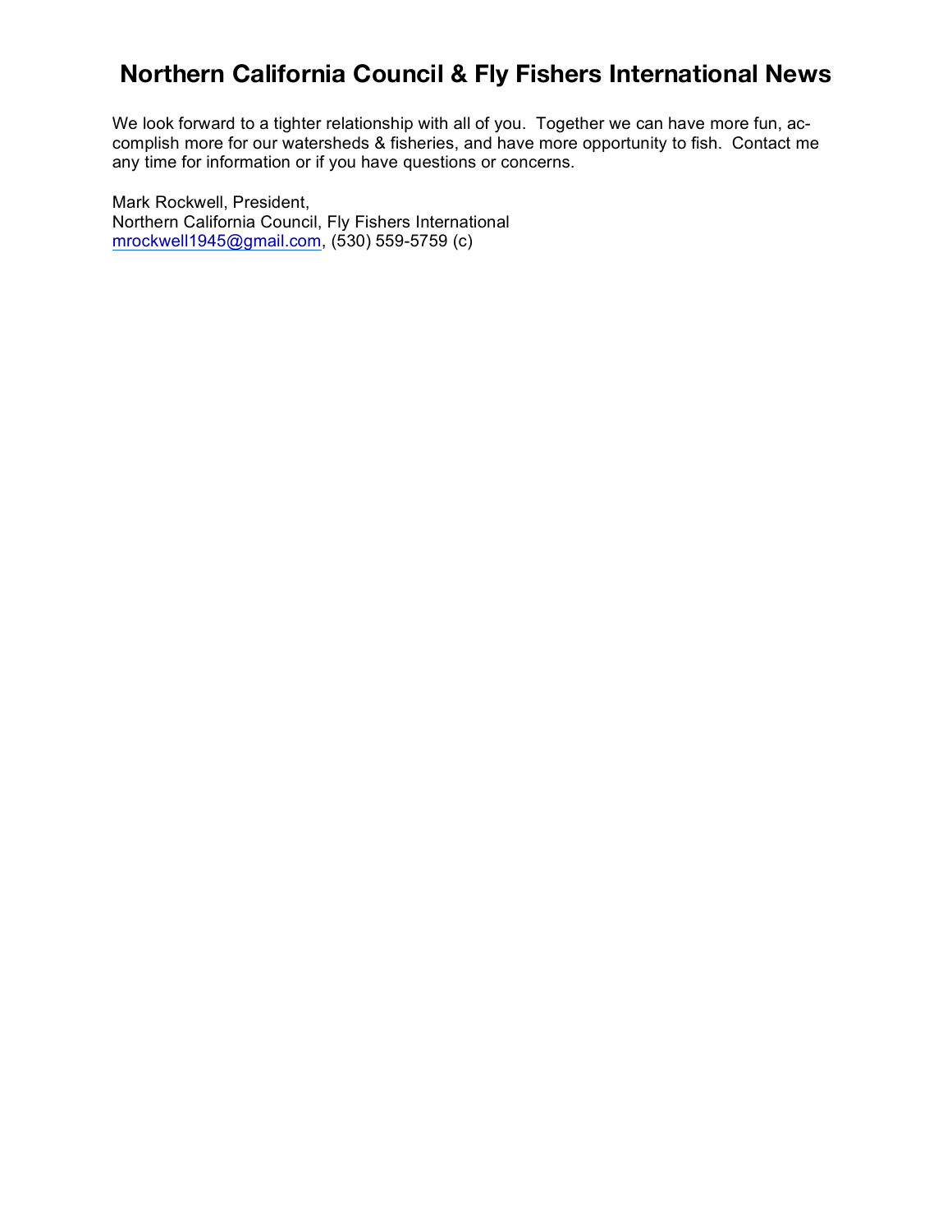## Northern California Council & Fly Fishers International News

We look forward to a tighter relationship with all of you. Together we can have more fun, accomplish more for our watersheds & fisheries, and have more opportunity to fish. Contact me any time for information or if you have questions or concerns.

Mark Rockwell, President,
Northern California Council, Fly Fishers International
mrockwell1945@gmail.com, (530) 559-5759 (c)